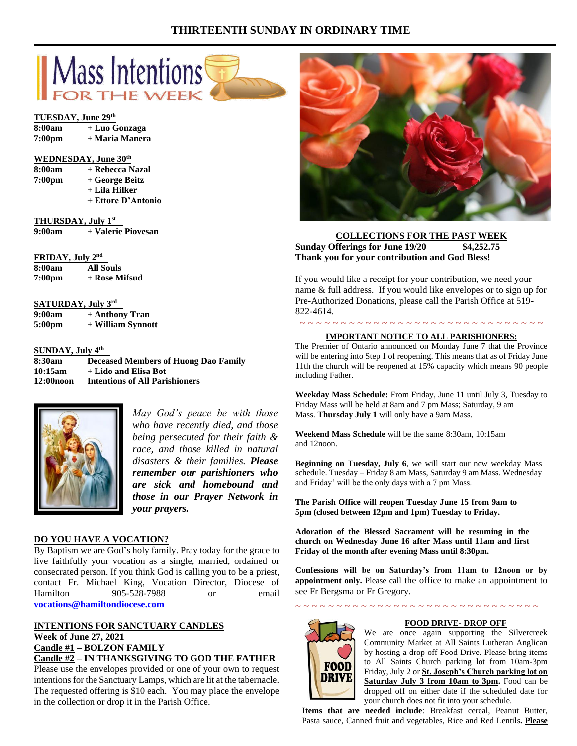# THIRTEENTH SUNDAY IN ORDINARY TIME

## Mass Intentions FOR THE WEEK

**TUESDAY, June 29th**

| | |
|---|---|
| **8:00am** | **+ Luo Gonzaga** |
| **7:00pm** | **+ Maria Manera** |

**WEDNESDAY, June 30th**

| | |
|---|---|
| **8:00am** | **+ Rebecca Nazal** |
| **7:00pm** | **+ George Beitz** |
| | **+ Lila Hilker** |
| | **+ Ettore D'Antonio** |

**THURSDAY, July 1st**

| | |
|---|---|
| **9:00am** | **+ Valerie Piovesan** |

**FRIDAY, July 2nd**

| | |
|---|---|
| **8:00am** | **All Souls** |
| **7:00pm** | **+ Rose Mifsud** |

**SATURDAY, July 3rd**

| | |
|---|---|
| **9:00am** | **+ Anthony Tran** |
| **5:00pm** | **+ William Synnott** |

**SUNDAY, July 4th**

| | |
|---|---|
| **8:30am** | **Deceased Members of Huong Dao Family** |
| **10:15am** | **+ Lido and Elisa Bot** |
| **12:00noon** | **Intentions of All Parishioners** |

*May God's peace be with those who have recently died, and those being persecuted for their faith & race, and those killed in natural disasters & their families.* ***Please remember our parishioners who are sick and homebound and those in our Prayer Network in your prayers.***

**DO YOU HAVE A VOCATION?**

By Baptism we are God's holy family. Pray today for the grace to live faithfully your vocation as a single, married, ordained or consecrated person. If you think God is calling you to be a priest, contact Fr. Michael King, Vocation Director, Diocese of Hamilton 905-528-7988 or email **vocations@hamiltondiocese.com**

**INTENTIONS FOR SANCTUARY CANDLES**

**Week of June 27, 2021**

**Candle #1 – BOLZON FAMILY**

**Candle #2 – IN THANKSGIVING TO GOD THE FATHER**

Please use the envelopes provided or one of your own to request intentions for the Sanctuary Lamps, which are lit at the tabernacle. The requested offering is $10 each. You may place the envelope in the collection or drop it in the Parish Office.

**COLLECTIONS FOR THE PAST WEEK**

**Sunday Offerings for June 19/20 $4,252.75**

**Thank you for your contribution and God Bless!**

If you would like a receipt for your contribution, we need your name & full address. If you would like envelopes or to sign up for Pre-Authorized Donations, please call the Parish Office at 519-822-4614.

~ ~ ~ ~ ~ ~ ~ ~ ~ ~ ~ ~ ~ ~ ~ ~ ~ ~ ~ ~ ~ ~ ~ ~ ~ ~ ~ ~ ~ ~ ~ ~

**IMPORTANT NOTICE TO ALL PARISHIONERS:**

The Premier of Ontario announced on Monday June 7 that the Province will be entering into Step 1 of reopening. This means that as of Friday June 11th the church will be reopened at 15% capacity which means 90 people including Father.

**Weekday Mass Schedule:** From Friday, June 11 until July 3, Tuesday to Friday Mass will be held at 8am and 7 pm Mass; Saturday, 9 am Mass. **Thursday July 1** will only have a 9am Mass.

**Weekend Mass Schedule** will be the same 8:30am, 10:15am and 12noon.

**Beginning on Tuesday, July 6**, we will start our new weekday Mass schedule. Tuesday – Friday 8 am Mass, Saturday 9 am Mass. Wednesday and Friday' will be the only days with a 7 pm Mass.

**The Parish Office will reopen Tuesday June 15 from 9am to 5pm (closed between 12pm and 1pm) Tuesday to Friday.**

**Adoration of the Blessed Sacrament will be resuming in the church on Wednesday June 16 after Mass until 11am and first Friday of the month after evening Mass until 8:30pm.**

**Confessions will be on Saturday's from 11am to 12noon or by appointment only.** Please call the office to make an appointment to see Fr Bergsma or Fr Gregory.

~ ~ ~ ~ ~ ~ ~ ~ ~ ~ ~ ~ ~ ~ ~ ~ ~ ~ ~ ~ ~ ~ ~ ~ ~ ~ ~ ~ ~ ~ ~ ~

**FOOD DRIVE- DROP OFF**

We are once again supporting the Silvercreek Community Market at All Saints Lutheran Anglican by hosting a drop off Food Drive. Please bring items to All Saints Church parking lot from 10am-3pm Friday, July 2 or **St. Joseph's Church parking lot on Saturday July 3 from 10am to 3pm.** Food can be dropped off on either date if the scheduled date for your church does not fit into your schedule.

**Items that are needed include**: Breakfast cereal, Peanut Butter, Pasta sauce, Canned fruit and vegetables, Rice and Red Lentils**. Please**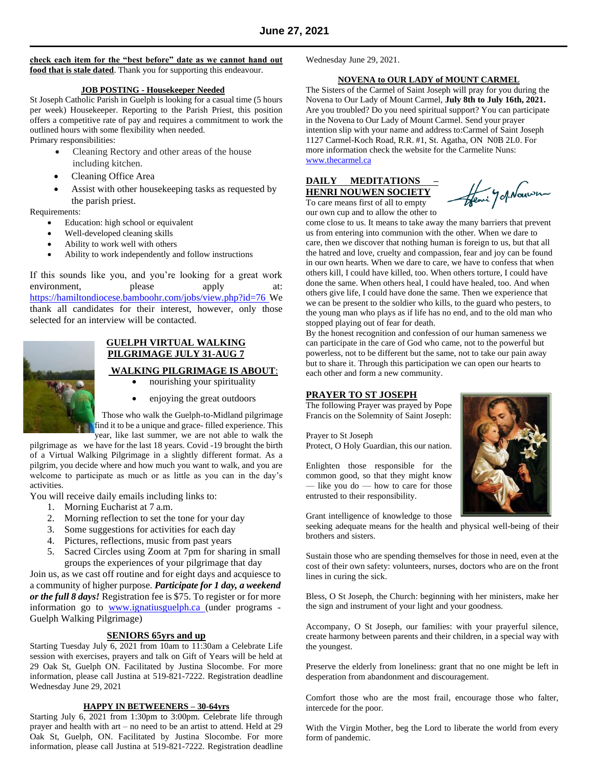**check each item for the "best before" date as we cannot hand out food that is stale dated**. Thank you for supporting this endeavour.

## JOB POSTING - Housekeeper Needed

St Joseph Catholic Parish in Guelph is looking for a casual time (5 hours per week) Housekeeper. Reporting to the Parish Priest, this position offers a competitive rate of pay and requires a commitment to work the outlined hours with some flexibility when needed.

Primary responsibilities:

- Cleaning Rectory and other areas of the house including kitchen.
- Cleaning Office Area
- Assist with other housekeeping tasks as requested by the parish priest.

Requirements:

- Education: high school or equivalent
- Well-developed cleaning skills
- Ability to work well with others
- Ability to work independently and follow instructions

If this sounds like you, and you're looking for a great work environment, please apply at: https://hamiltondiocese.bamboohr.com/jobs/view.php?id=76 We thank all candidates for their interest, however, only those selected for an interview will be contacted.

## GUELPH VIRTUAL WALKING PILGRIMAGE JULY 31-AUG 7

**WALKING PILGRIMAGE IS ABOUT:**

- nourishing your spirituality
- enjoying the great outdoors

Those who walk the Guelph-to-Midland pilgrimage find it to be a unique and grace- filled experience. This year, like last summer, we are not able to walk the pilgrimage as we have for the last 18 years. Covid -19 brought the birth of a Virtual Walking Pilgrimage in a slightly different format. As a pilgrim, you decide where and how much you want to walk, and you are welcome to participate as much or as little as you can in the day's activities.

You will receive daily emails including links to:

1. Morning Eucharist at 7 a.m.
2. Morning reflection to set the tone for your day
3. Some suggestions for activities for each day
4. Pictures, reflections, music from past years
5. Sacred Circles using Zoom at 7pm for sharing in small groups the experiences of your pilgrimage that day

Join us, as we cast off routine and for eight days and acquiesce to a community of higher purpose. ***Participate for 1 day, a weekend or the full 8 days!*** Registration fee is $75. To register or for more information go to www.ignatiusguelph.ca (under programs - Guelph Walking Pilgrimage)

## SENIORS 65yrs and up

Starting Tuesday July 6, 2021 from 10am to 11:30am a Celebrate Life session with exercises, prayers and talk on Gift of Years will be held at 29 Oak St, Guelph ON. Facilitated by Justina Slocombe. For more information, please call Justina at 519-821-7222. Registration deadline Wednesday June 29, 2021

## HAPPY IN BETWEENERS – 30-64yrs

Starting July 6, 2021 from 1:30pm to 3:00pm. Celebrate life through prayer and health with art – no need to be an artist to attend. Held at 29 Oak St, Guelph, ON. Facilitated by Justina Slocombe. For more information, please call Justina at 519-821-7222. Registration deadline Wednesday June 29, 2021.

## NOVENA to OUR LADY of MOUNT CARMEL

The Sisters of the Carmel of Saint Joseph will pray for you during the Novena to Our Lady of Mount Carmel, **July 8th to July 16th, 2021.** Are you troubled? Do you need spiritual support? You can participate in the Novena to Our Lady of Mount Carmel. Send your prayer intention slip with your name and address to:Carmel of Saint Joseph 1127 Carmel-Koch Road, R.R. #1, St. Agatha, ON N0B 2L0. For more information check the website for the Carmelite Nuns: www.thecarmel.ca

## DAILY MEDITATIONS – HENRI NOUWEN SOCIETY

To care means first of all to empty our own cup and to allow the other to come close to us. It means to take away the many barriers that prevent us from entering into communion with the other. When we dare to care, then we discover that nothing human is foreign to us, but that all the hatred and love, cruelty and compassion, fear and joy can be found in our own hearts. When we dare to care, we have to confess that when others kill, I could have killed, too. When others torture, I could have done the same. When others heal, I could have healed, too. And when others give life, I could have done the same. Then we experience that we can be present to the soldier who kills, to the guard who pesters, to the young man who plays as if life has no end, and to the old man who stopped playing out of fear for death.

By the honest recognition and confession of our human sameness we can participate in the care of God who came, not to the powerful but powerless, not to be different but the same, not to take our pain away but to share it. Through this participation we can open our hearts to each other and form a new community.

## PRAYER TO ST JOSEPH

The following Prayer was prayed by Pope Francis on the Solemnity of Saint Joseph:

Prayer to St Joseph

Protect, O Holy Guardian, this our nation.

Enlighten those responsible for the common good, so that they might know — like you do — how to care for those entrusted to their responsibility.

Grant intelligence of knowledge to those seeking adequate means for the health and physical well-being of their brothers and sisters.

Sustain those who are spending themselves for those in need, even at the cost of their own safety: volunteers, nurses, doctors who are on the front lines in curing the sick.

Bless, O St Joseph, the Church: beginning with her ministers, make her the sign and instrument of your light and your goodness.

Accompany, O St Joseph, our families: with your prayerful silence, create harmony between parents and their children, in a special way with the youngest.

Preserve the elderly from loneliness: grant that no one might be left in desperation from abandonment and discouragement.

Comfort those who are the most frail, encourage those who falter, intercede for the poor.

With the Virgin Mother, beg the Lord to liberate the world from every form of pandemic.